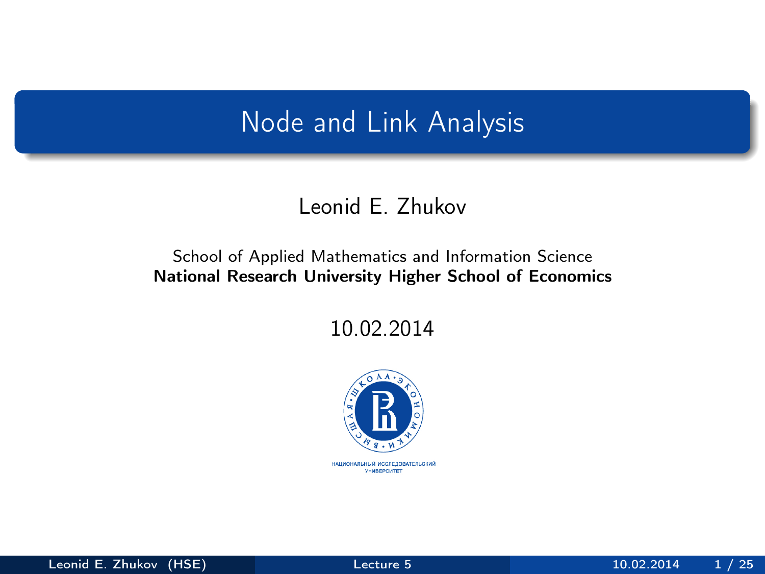# Node and Link Analysis

Leonid E. Zhukov

School of Applied Mathematics and Information Science
**National Research University Higher School of Economics**

10.02.2014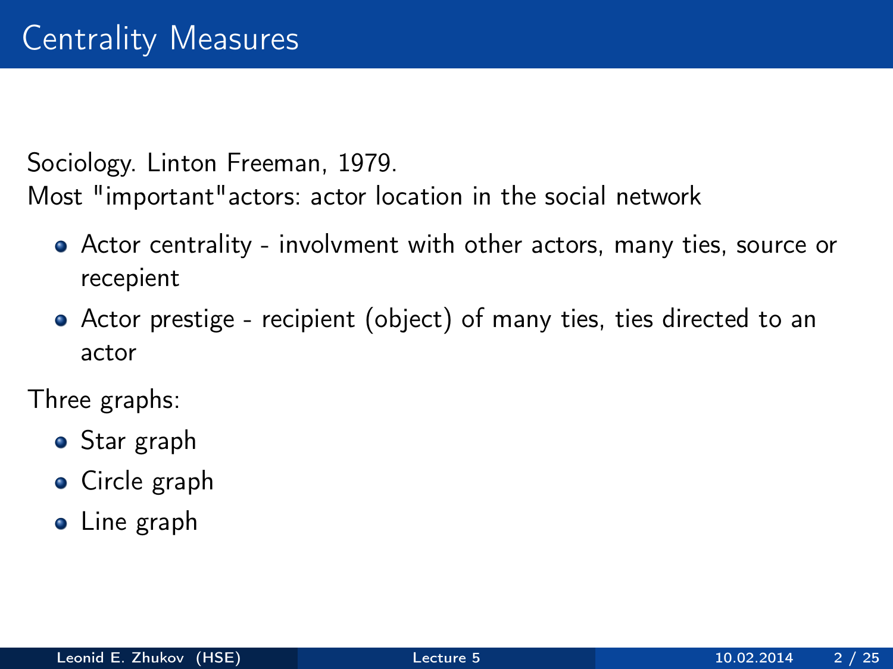# Centrality Measures

Sociology. Linton Freeman, 1979.
Most "important"actors: actor location in the social network

- Actor centrality - involvment with other actors, many ties, source or recepient
- Actor prestige - recipient (object) of many ties, ties directed to an actor

Three graphs:

- Star graph
- Circle graph
- Line graph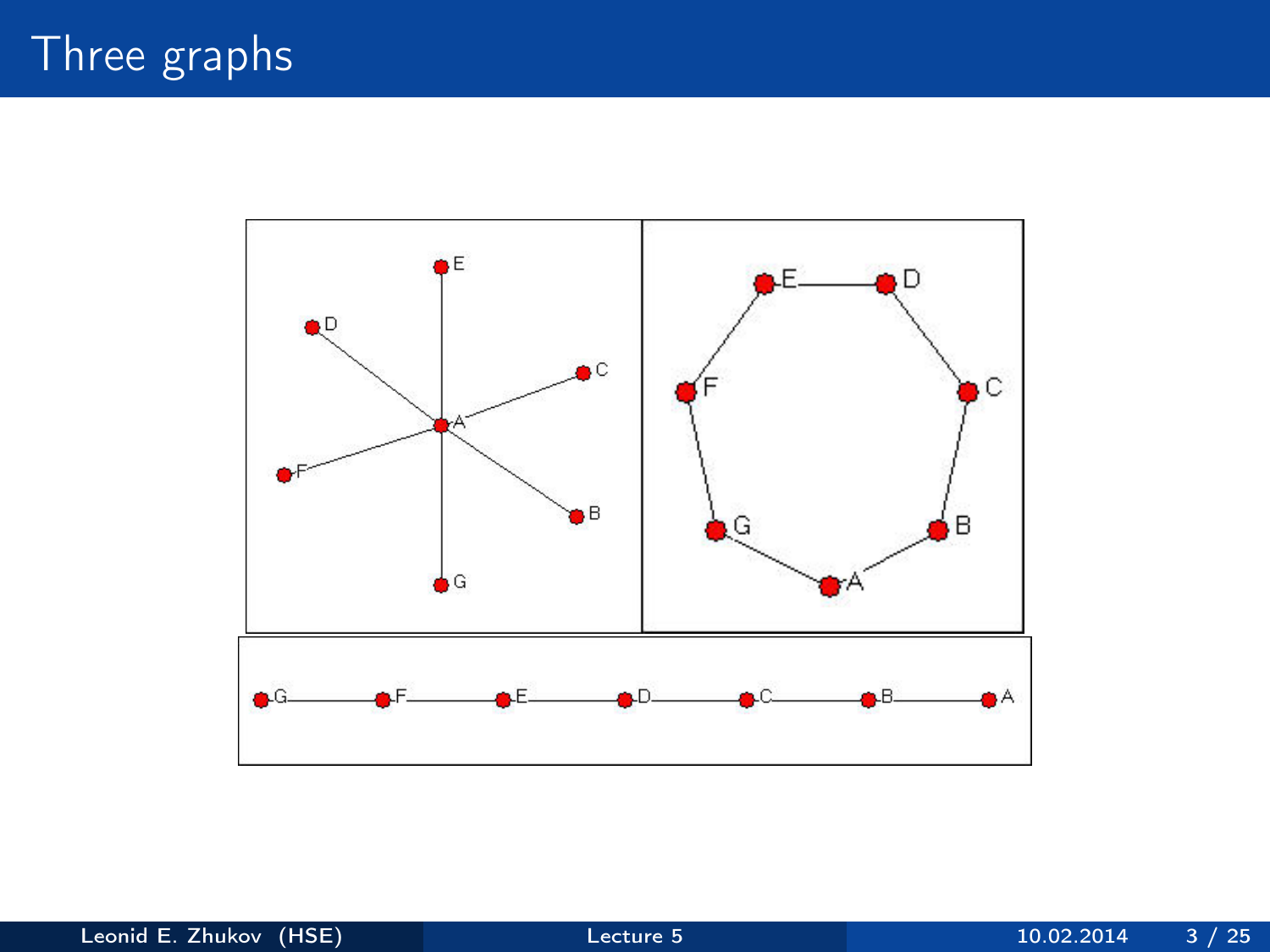# Three graphs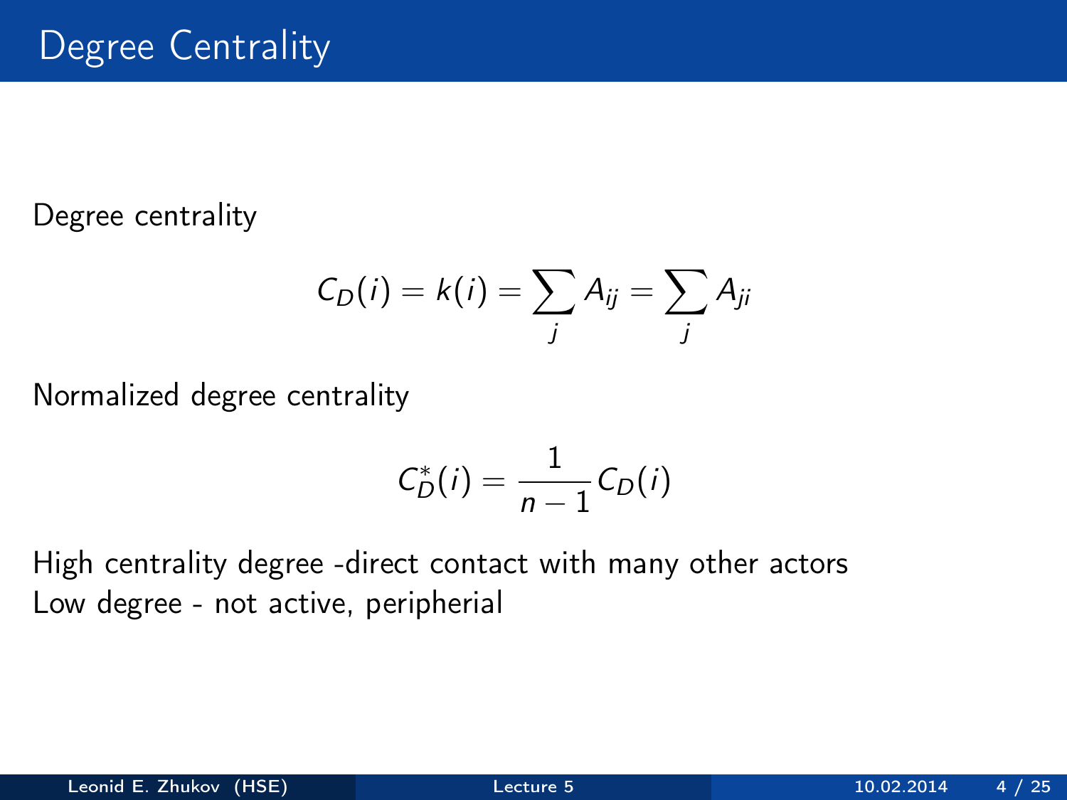# Degree Centrality

Degree centrality

$$C_D(i) = k(i) = \sum_j A_{ij} = \sum_j A_{ji}$$

Normalized degree centrality

$$C_D^*(i) = \frac{1}{n-1} C_D(i)$$

High centrality degree -direct contact with many other actors
Low degree - not active, peripherial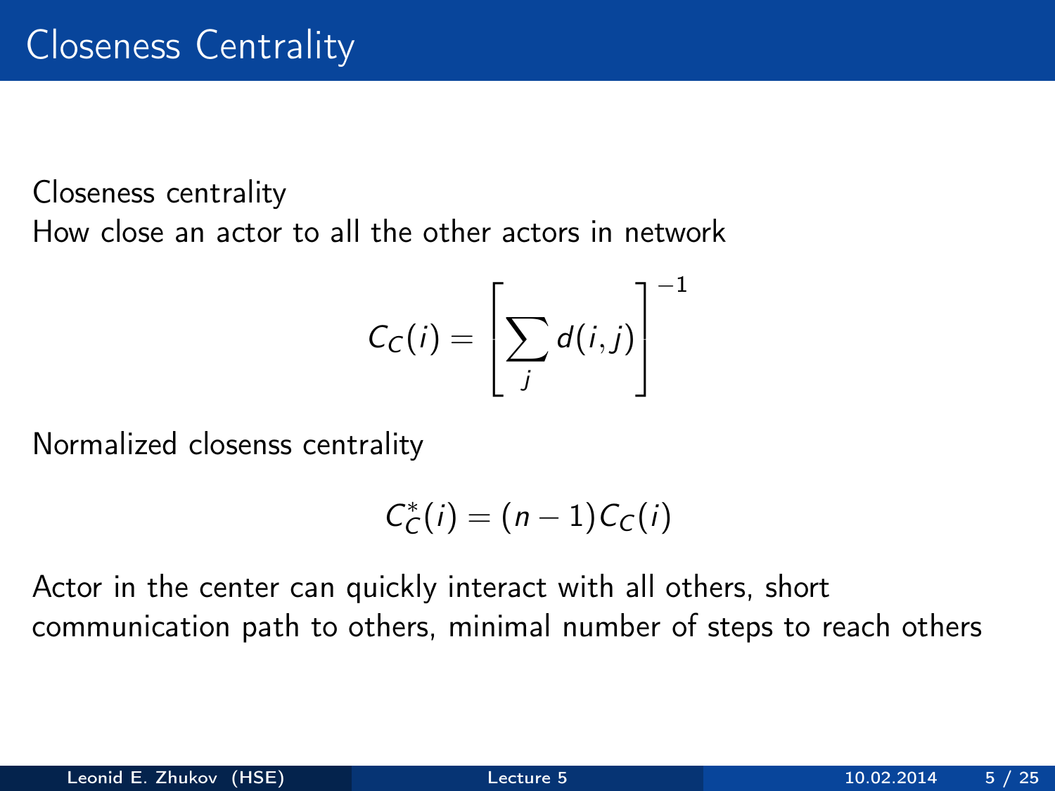# Closeness Centrality

Closeness centrality
How close an actor to all the other actors in network

$$C_C(i) = \left[ \sum_j d(i,j) \right]^{-1}$$

Normalized closenss centrality

$$C_C^*(i) = (n-1) C_C(i)$$

Actor in the center can quickly interact with all others, short communication path to others, minimal number of steps to reach others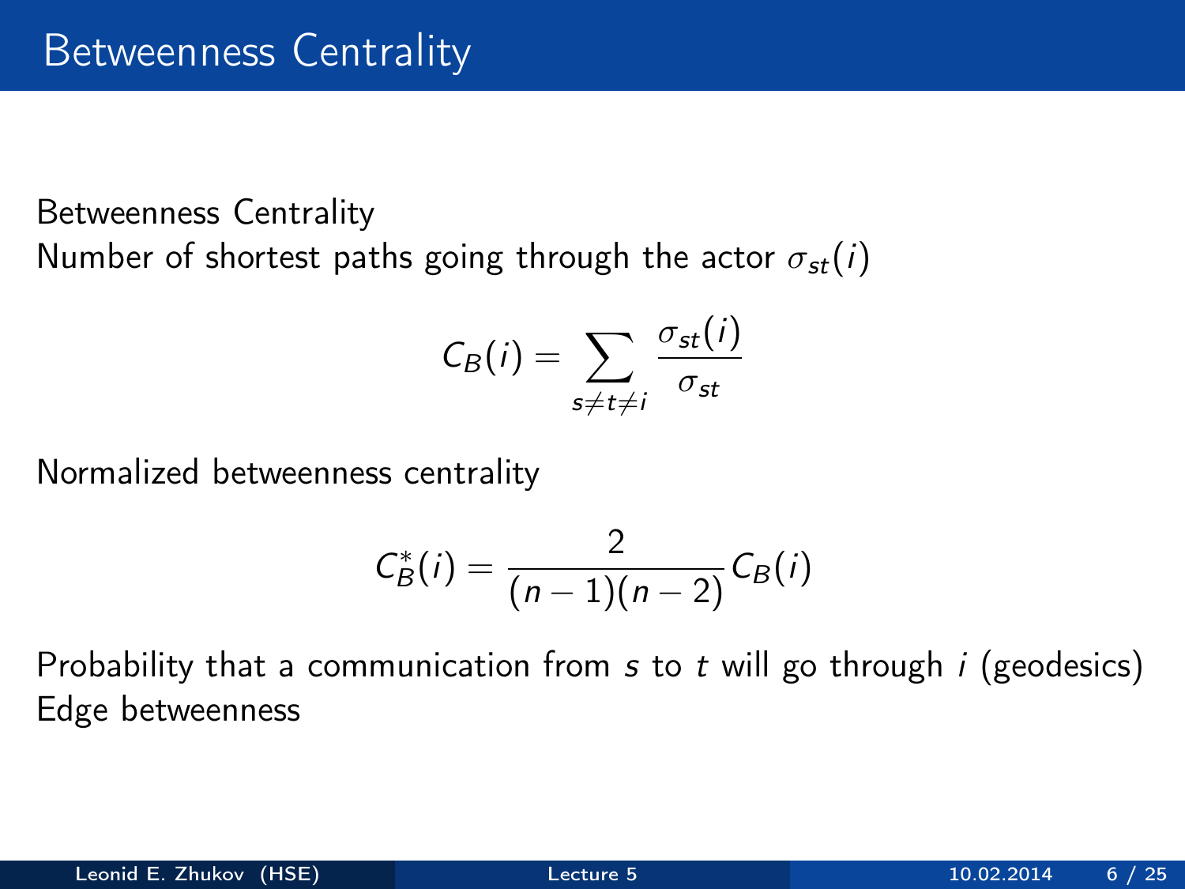# Betweenness Centrality

Betweenness Centrality
Number of shortest paths going through the actor $\sigma_{st}(i)$

$$C_B(i) = \sum_{s \neq t \neq i} \frac{\sigma_{st}(i)}{\sigma_{st}}$$

Normalized betweenness centrality

$$C_B^*(i) = \frac{2}{(n-1)(n-2)} C_B(i)$$

Probability that a communication from $s$ to $t$ will go through $i$ (geodesics)
Edge betweenness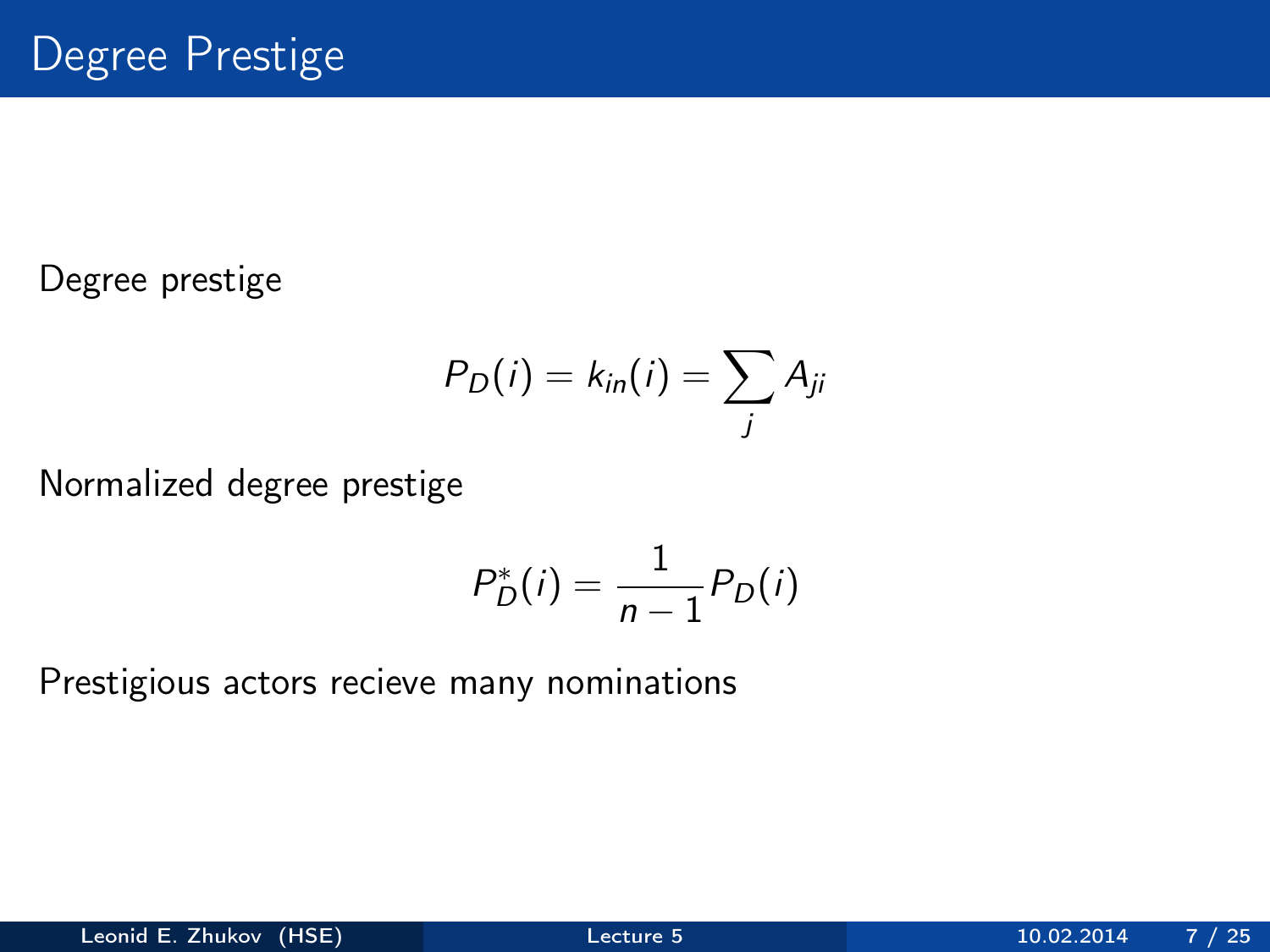# Degree Prestige

Degree prestige

$$P_D(i) = k_{in}(i) = \sum_j A_{ji}$$

Normalized degree prestige

$$P_D^*(i) = \frac{1}{n-1} P_D(i)$$

Prestigious actors recieve many nominations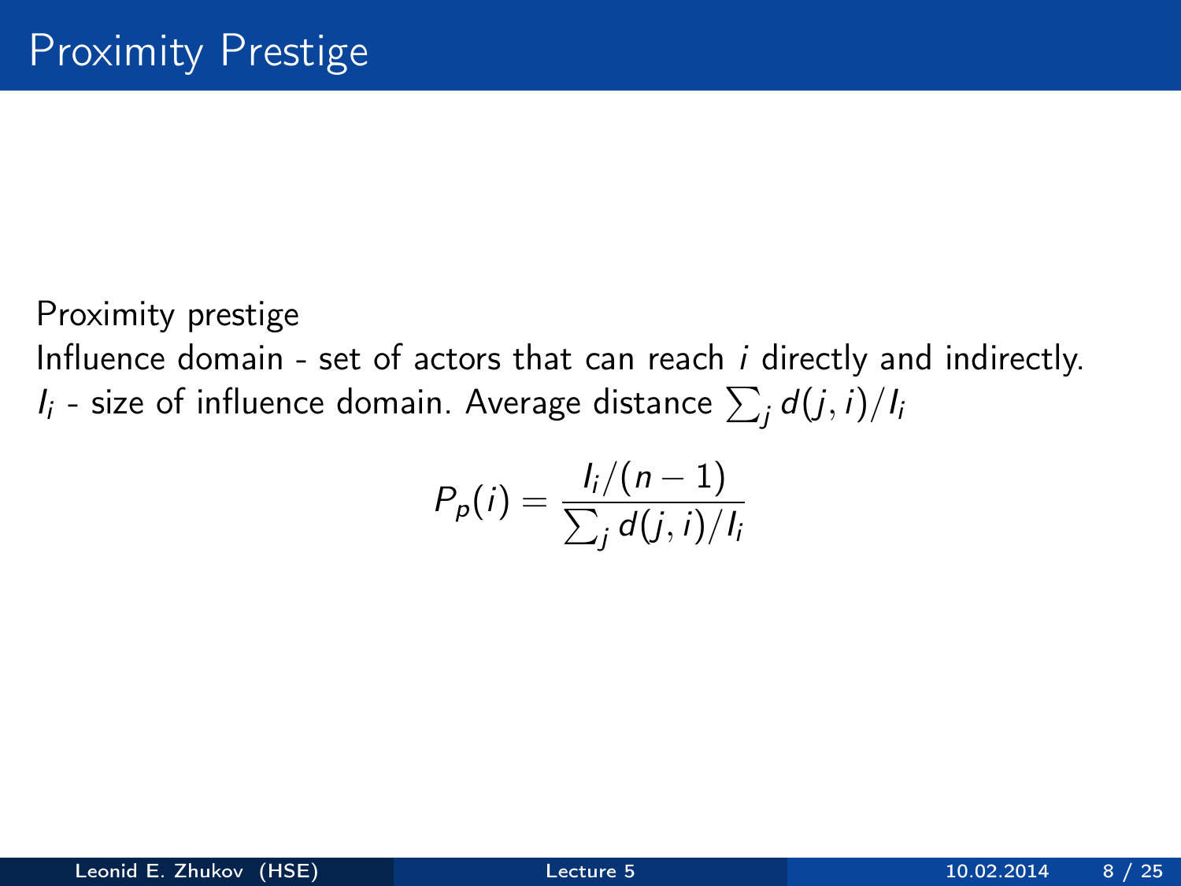# Proximity Prestige

Proximity prestige

Influence domain - set of actors that can reach $i$ directly and indirectly.

$I_i$ - size of influence domain. Average distance $\sum_j d(j,i)/I_i$

$$P_p(i) = \frac{I_i/(n-1)}{\sum_j d(j,i)/I_i}$$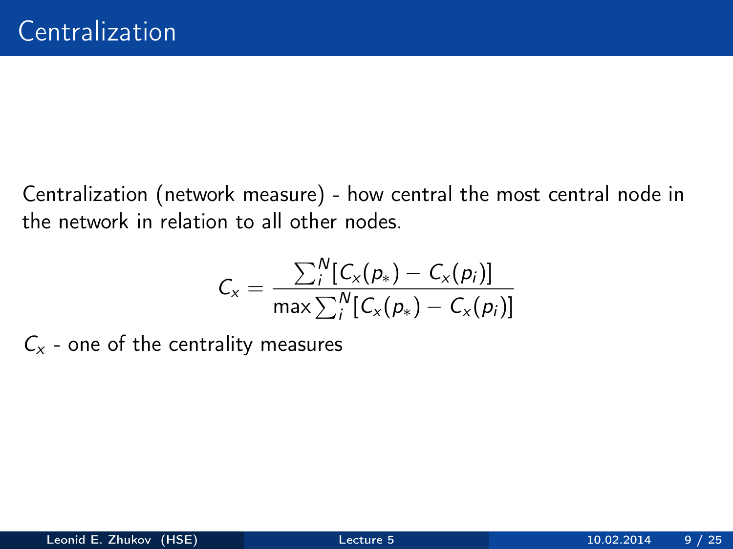# Centralization

Centralization (network measure) - how central the most central node in the network in relation to all other nodes.

$$C_x = \frac{\sum_i^N [C_x(p_*) - C_x(p_i)]}{\max \sum_i^N [C_x(p_*) - C_x(p_i)]}$$

$C_x$ - one of the centrality measures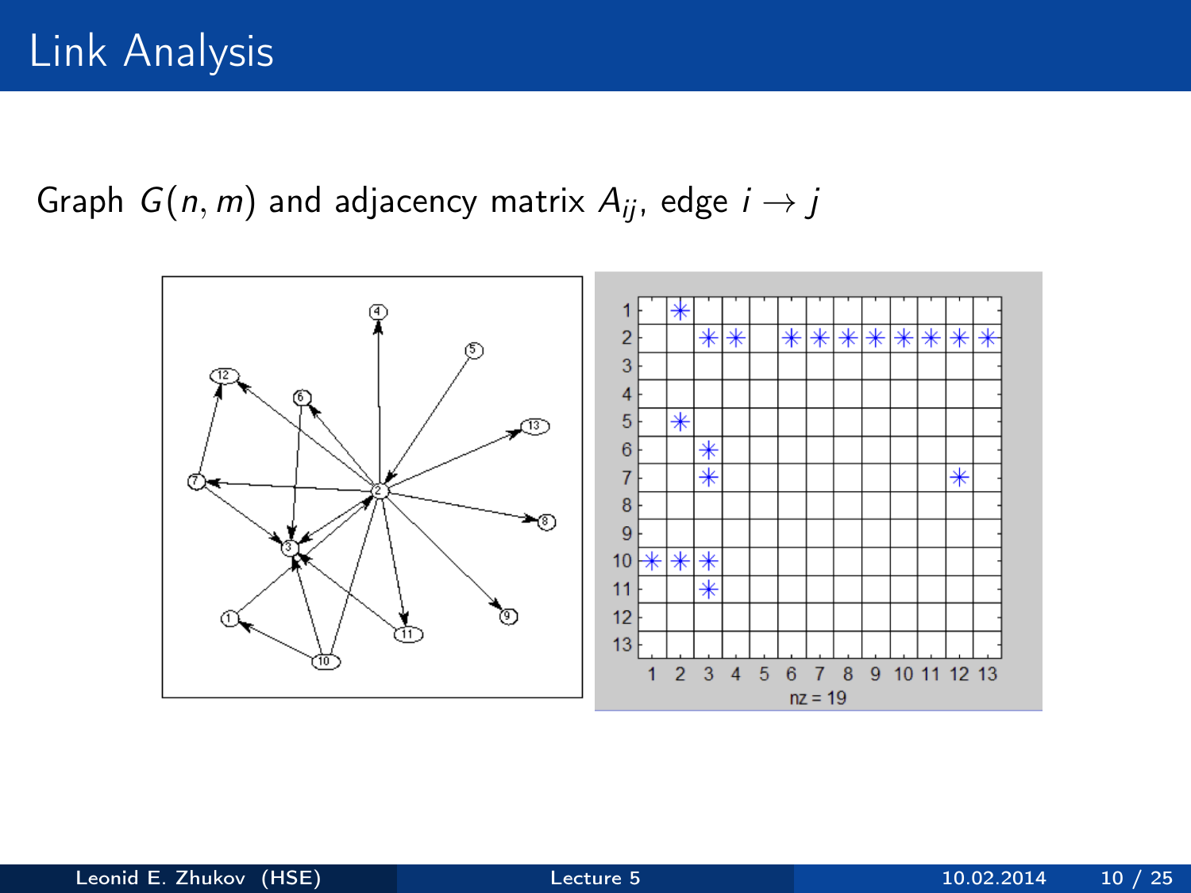# Link Analysis

Graph $G(n, m)$ and adjacency matrix $A_{ij}$, edge $i \to j$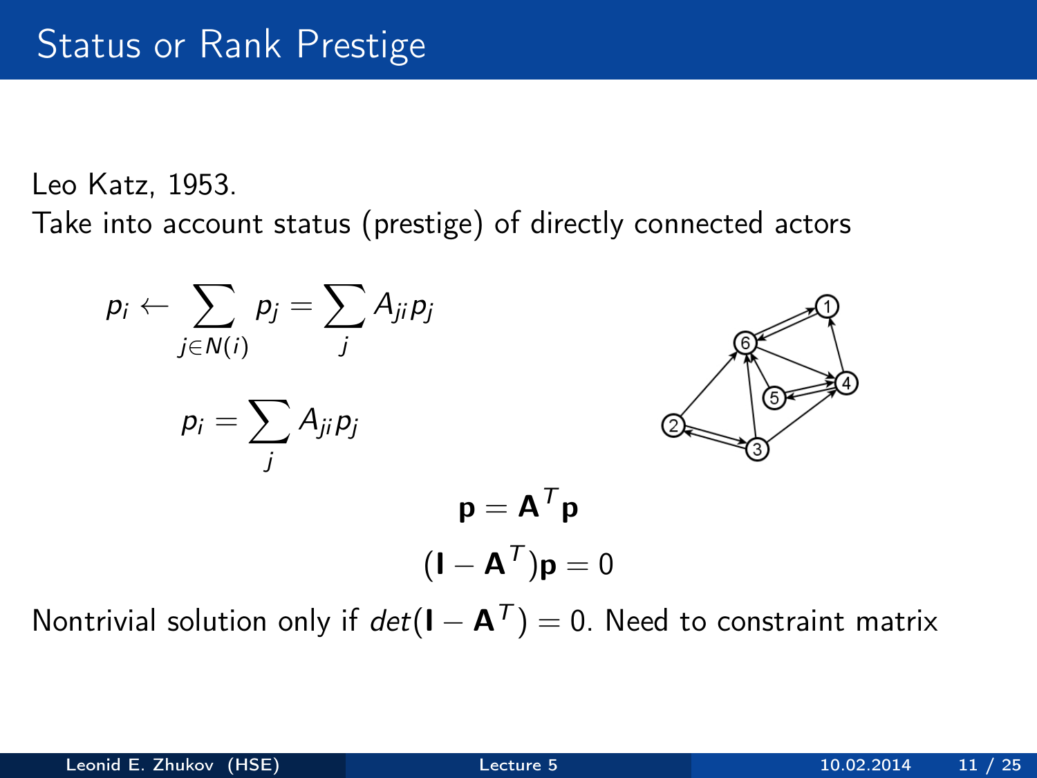# Status or Rank Prestige

Leo Katz, 1953.
Take into account status (prestige) of directly connected actors

$$p_i \leftarrow \sum_{j \in N(i)} p_j = \sum_j A_{ji} p_j$$

$$p_i = \sum_j A_{ji} p_j$$

$$\mathbf{p} = \mathbf{A}^T \mathbf{p}$$

$$(\mathbf{I} - \mathbf{A}^T)\mathbf{p} = 0$$

Nontrivial solution only if $det(\mathbf{I} - \mathbf{A}^T) = 0$. Need to constraint matrix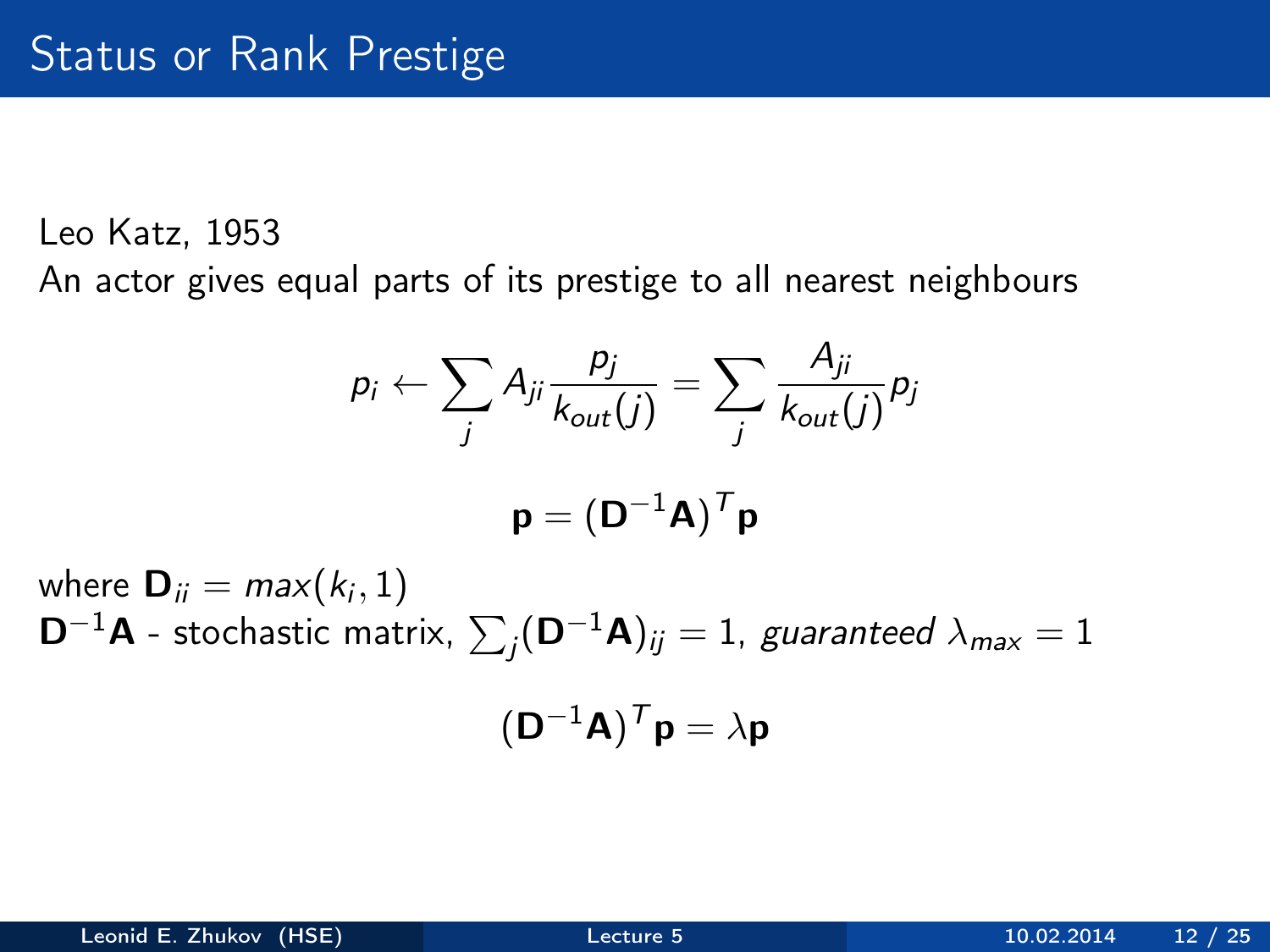# Status or Rank Prestige

Leo Katz, 1953

An actor gives equal parts of its prestige to all nearest neighbours

$$p_i \leftarrow \sum_j A_{ji} \frac{p_j}{k_{out}(j)} = \sum_j \frac{A_{ji}}{k_{out}(j)} p_j$$

$$\mathbf{p} = (\mathbf{D}^{-1}\mathbf{A})^T \mathbf{p}$$

where $\mathbf{D}_{ii} = max(k_i, 1)$

$\mathbf{D}^{-1}\mathbf{A}$ - stochastic matrix, $\sum_j (\mathbf{D}^{-1}\mathbf{A})_{ij} = 1$, *guaranteed* $\lambda_{max} = 1$

$$(\mathbf{D}^{-1}\mathbf{A})^T \mathbf{p} = \lambda \mathbf{p}$$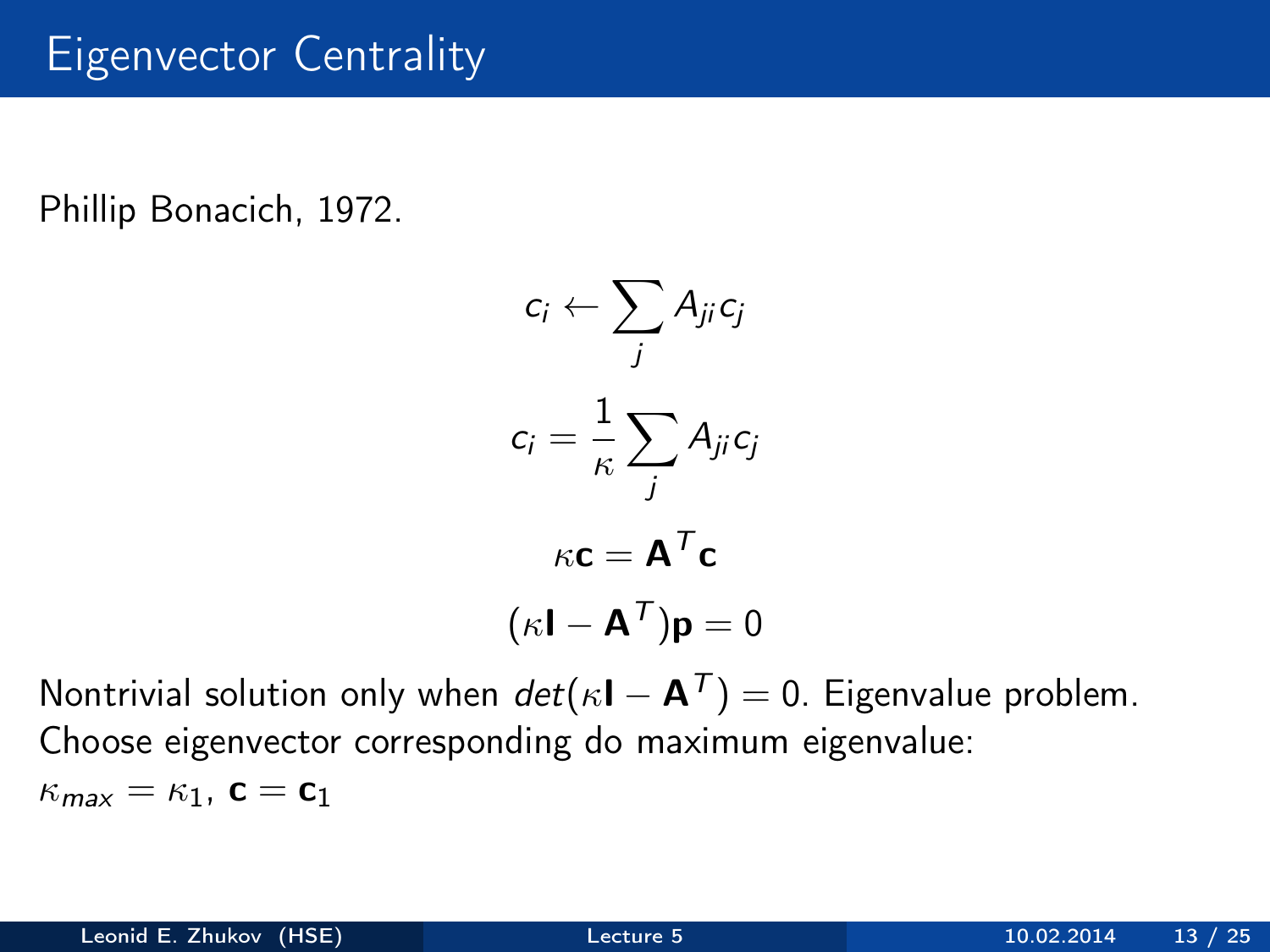# Eigenvector Centrality

Phillip Bonacich, 1972.

$$c_i \leftarrow \sum_j A_{ji} c_j$$

$$c_i = \frac{1}{\kappa} \sum_j A_{ji} c_j$$

$$\kappa \mathbf{c} = \mathbf{A}^T \mathbf{c}$$

$$(\kappa \mathbf{I} - \mathbf{A}^T)\mathbf{p} = 0$$

Nontrivial solution only when $det(\kappa \mathbf{I} - \mathbf{A}^T) = 0$. Eigenvalue problem.
Choose eigenvector corresponding do maximum eigenvalue:
$\kappa_{max} = \kappa_1$, $\mathbf{c} = \mathbf{c}_1$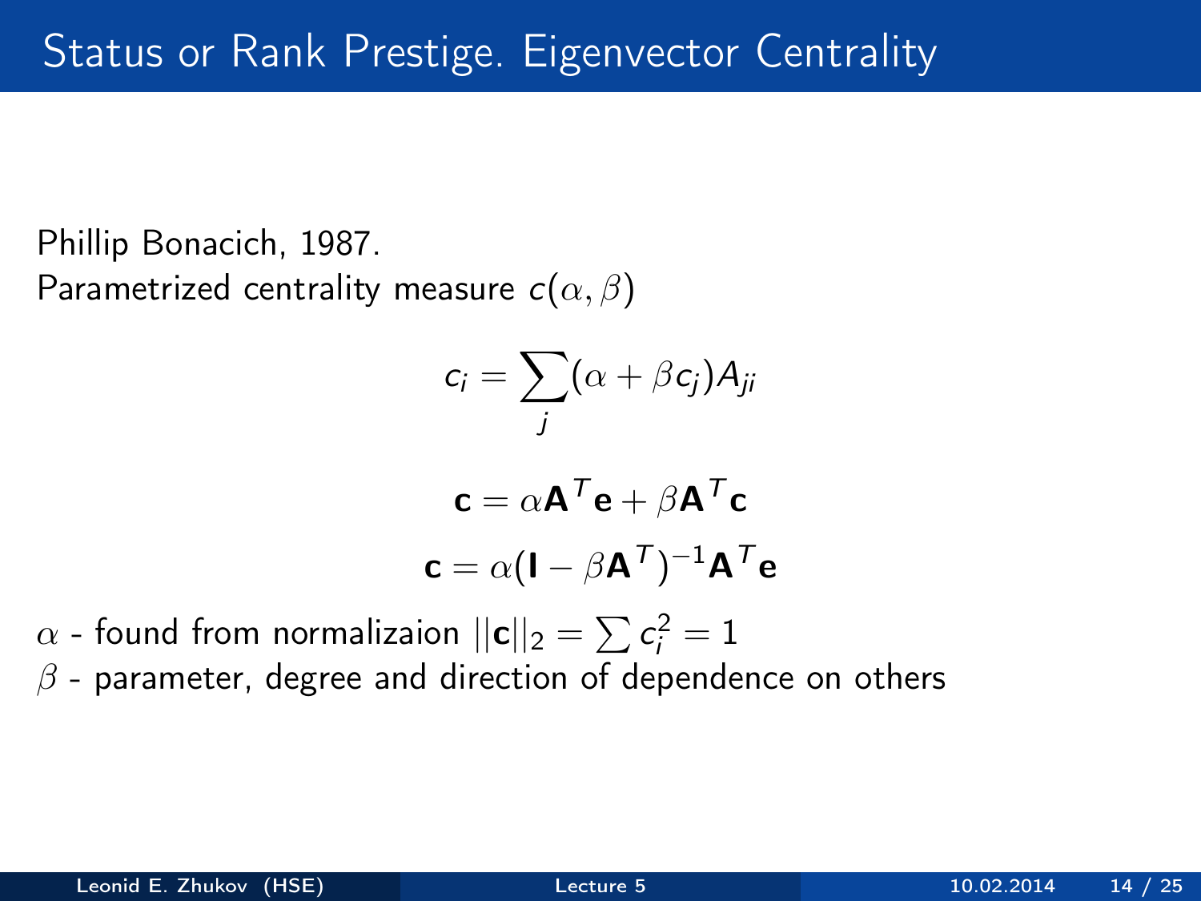# Status or Rank Prestige. Eigenvector Centrality

Phillip Bonacich, 1987.
Parametrized centrality measure $c(\alpha, \beta)$

$$c_i = \sum_j (\alpha + \beta c_j) A_{ji}$$

$$\mathbf{c} = \alpha \mathbf{A}^T \mathbf{e} + \beta \mathbf{A}^T \mathbf{c}$$

$$\mathbf{c} = \alpha (\mathbf{I} - \beta \mathbf{A}^T)^{-1} \mathbf{A}^T \mathbf{e}$$

$\alpha$ - found from normalizaion $||\mathbf{c}||_2 = \sum c_i^2 = 1$
$\beta$ - parameter, degree and direction of dependence on others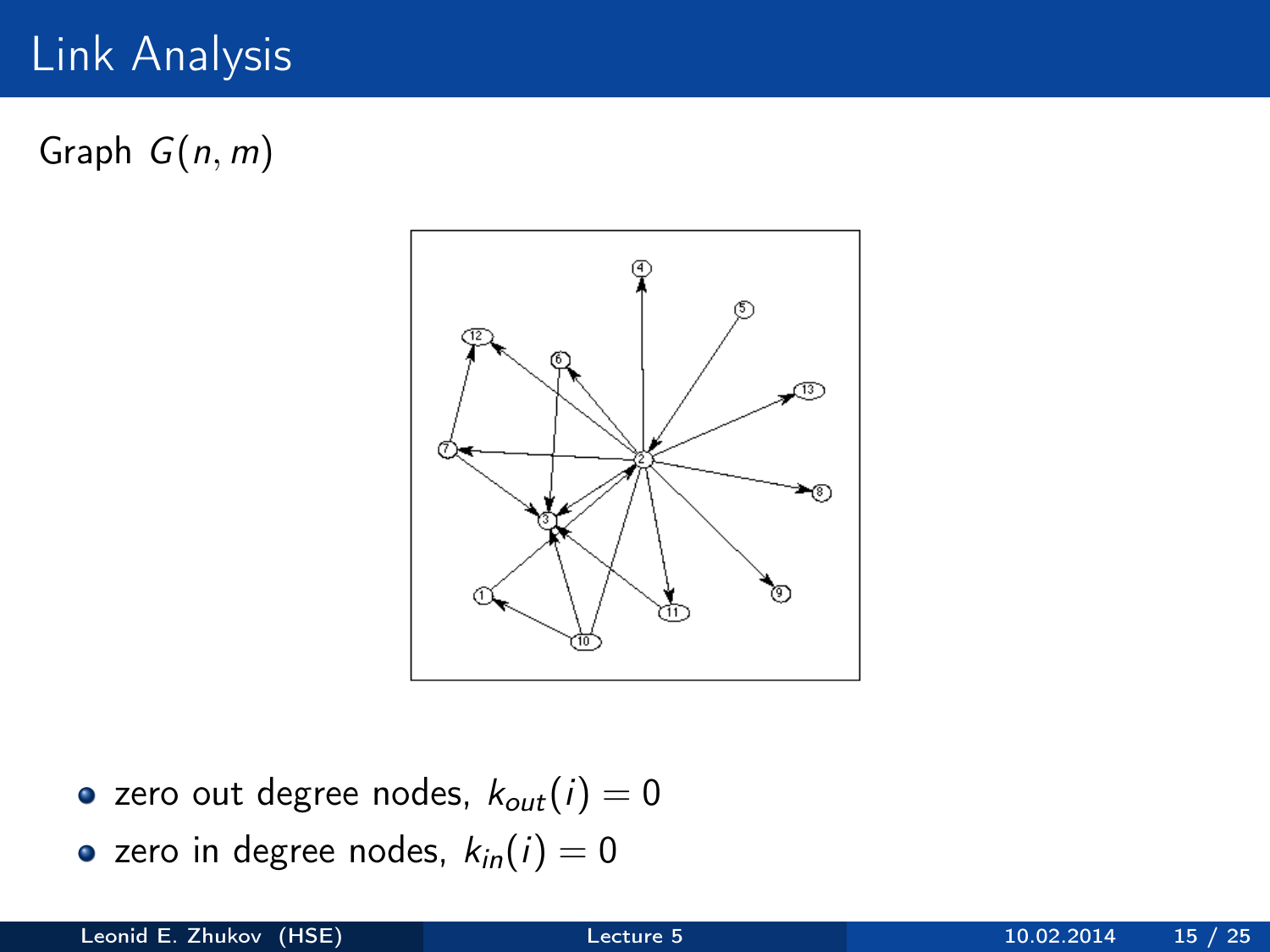# Link Analysis

Graph $G(n, m)$

- zero out degree nodes, $k_{out}(i) = 0$
- zero in degree nodes, $k_{in}(i) = 0$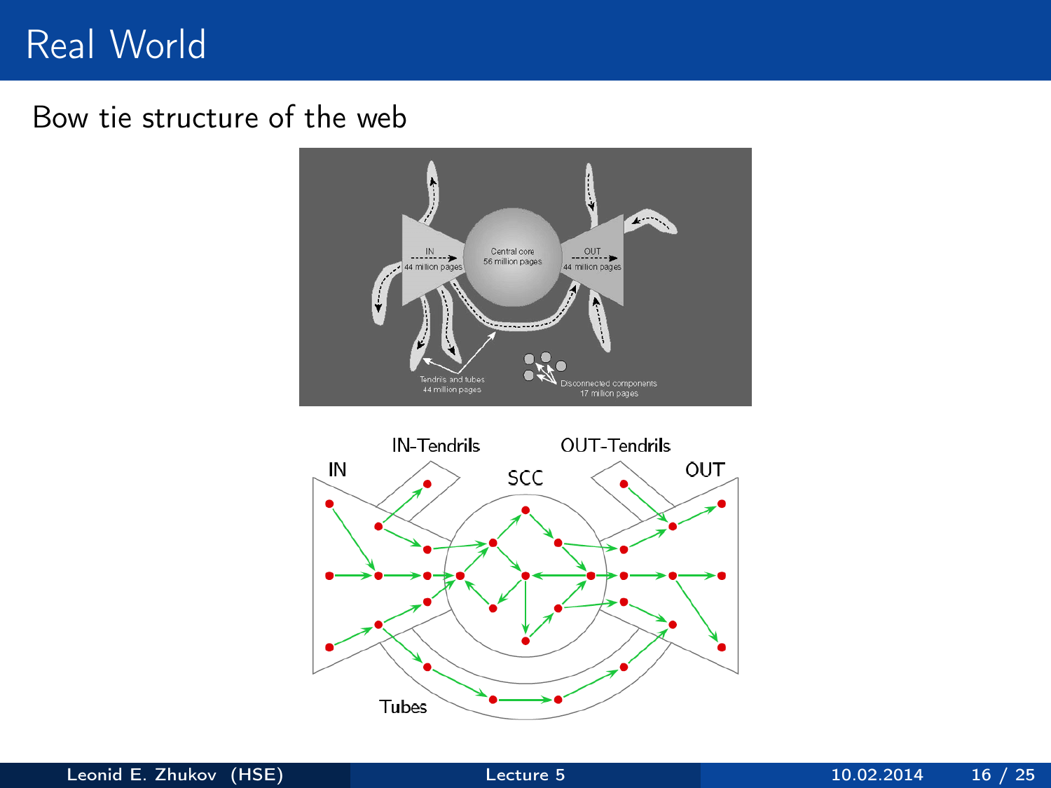# Real World

Bow tie structure of the web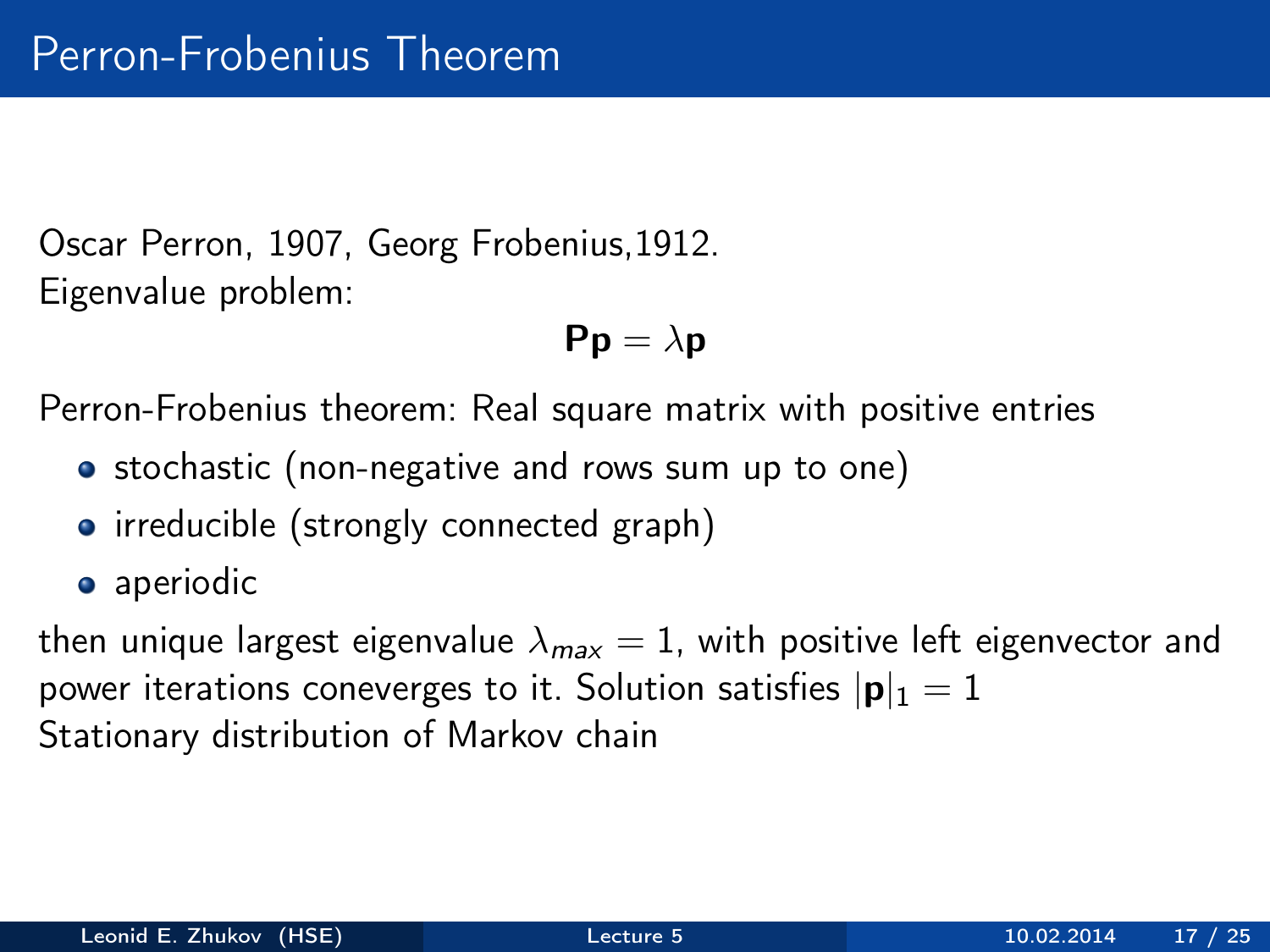# Perron-Frobenius Theorem

Oscar Perron, 1907, Georg Frobenius,1912.
Eigenvalue problem:

$$\mathbf{P}\mathbf{p} = \lambda \mathbf{p}$$

Perron-Frobenius theorem: Real square matrix with positive entries

- stochastic (non-negative and rows sum up to one)
- irreducible (strongly connected graph)
- aperiodic

then unique largest eigenvalue $\lambda_{max} = 1$, with positive left eigenvector and power iterations coneverges to it. Solution satisfies $|\mathbf{p}|_1 = 1$
Stationary distribution of Markov chain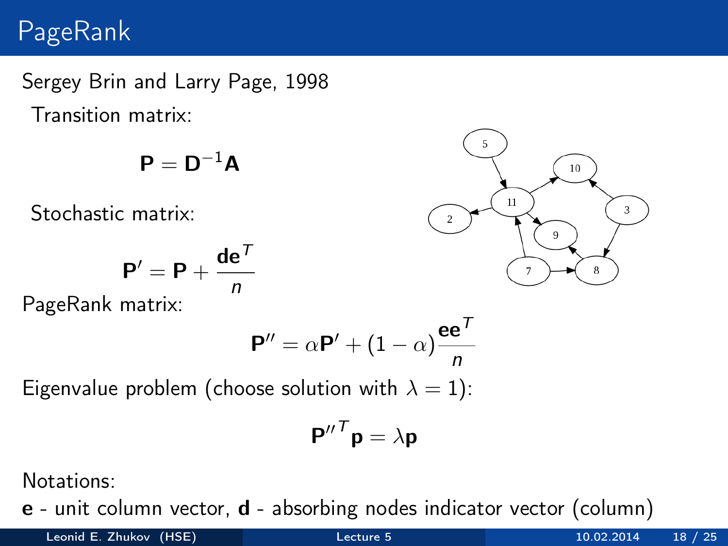# PageRank

Sergey Brin and Larry Page, 1998

Transition matrix:

$$\mathbf{P} = \mathbf{D}^{-1}\mathbf{A}$$

Stochastic matrix:

$$\mathbf{P}' = \mathbf{P} + \frac{\mathbf{d}\mathbf{e}^T}{n}$$

PageRank matrix:

$$\mathbf{P}'' = \alpha \mathbf{P}' + (1-\alpha)\frac{\mathbf{e}\mathbf{e}^T}{n}$$

Eigenvalue problem (choose solution with $\lambda = 1$):

$$\mathbf{P}''^T \mathbf{p} = \lambda \mathbf{p}$$

Notations:

**e** - unit column vector, **d** - absorbing nodes indicator vector (column)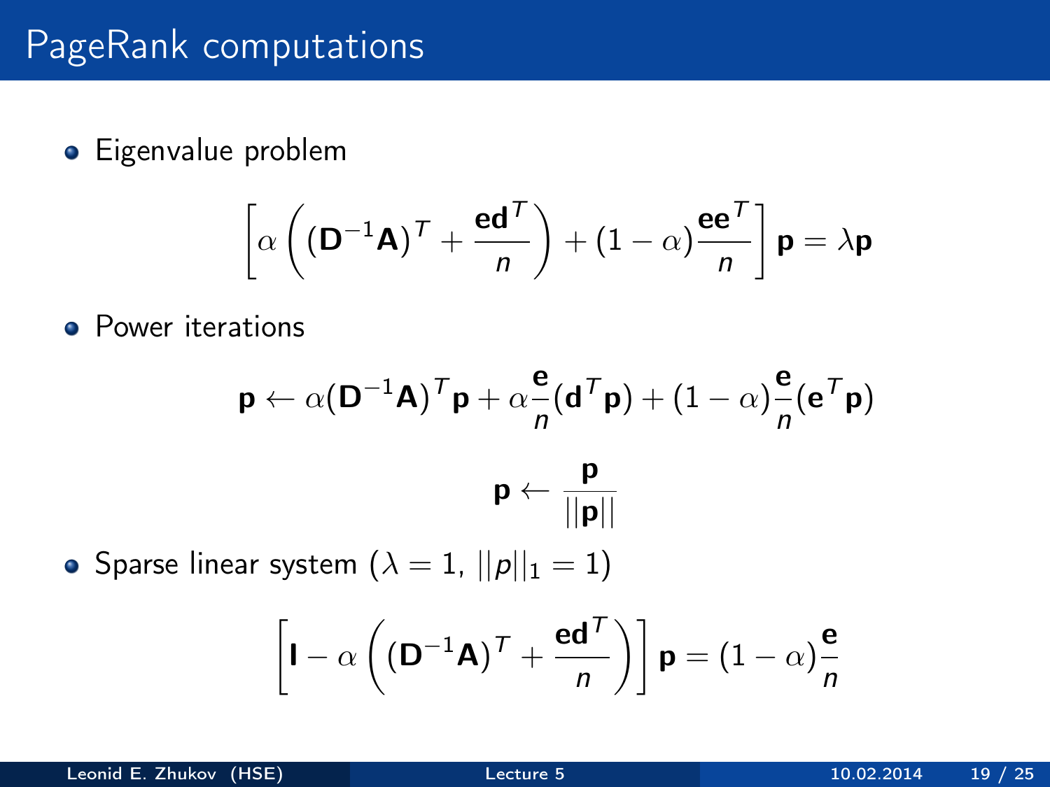## PageRank computations

- Eigenvalue problem

$$\left[\alpha\left((\mathbf{D}^{-1}\mathbf{A})^T + \frac{\mathbf{e}\mathbf{d}^T}{n}\right) + (1-\alpha)\frac{\mathbf{e}\mathbf{e}^T}{n}\right]\mathbf{p} = \lambda\mathbf{p}$$

- Power iterations

$$\mathbf{p} \leftarrow \alpha(\mathbf{D}^{-1}\mathbf{A})^T\mathbf{p} + \alpha\frac{\mathbf{e}}{n}(\mathbf{d}^T\mathbf{p}) + (1-\alpha)\frac{\mathbf{e}}{n}(\mathbf{e}^T\mathbf{p})$$

$$\mathbf{p} \leftarrow \frac{\mathbf{p}}{||\mathbf{p}||}$$

- Sparse linear system ($\lambda = 1$, $||p||_1 = 1$)

$$\left[\mathbf{I} - \alpha\left((\mathbf{D}^{-1}\mathbf{A})^T + \frac{\mathbf{e}\mathbf{d}^T}{n}\right)\right]\mathbf{p} = (1-\alpha)\frac{\mathbf{e}}{n}$$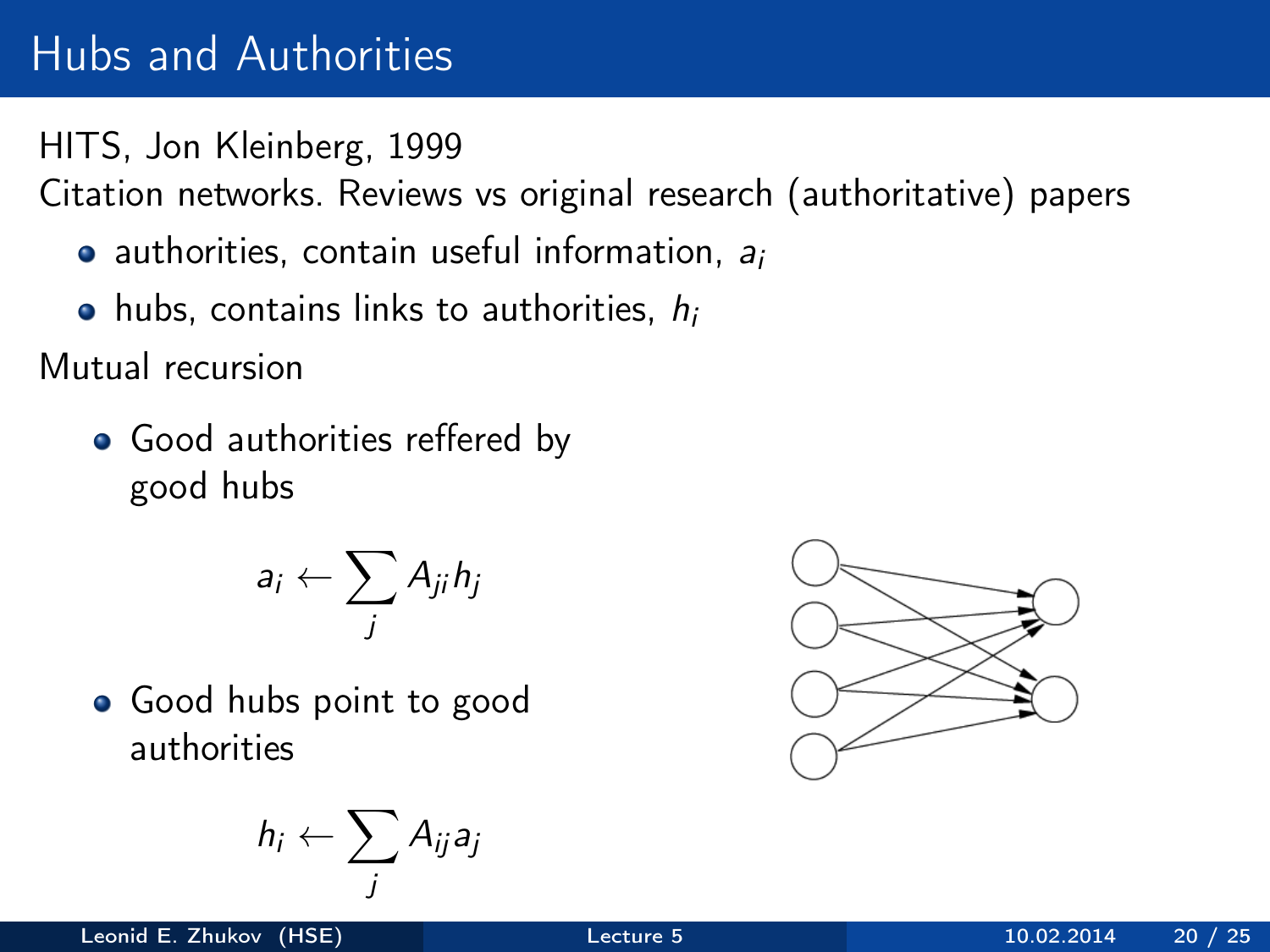# Hubs and Authorities

HITS, Jon Kleinberg, 1999

Citation networks. Reviews vs original research (authoritative) papers

- authorities, contain useful information, $a_i$
- hubs, contains links to authorities, $h_i$

Mutual recursion

- Good authorities reffered by good hubs

$$a_i \leftarrow \sum_j A_{ji} h_j$$

- Good hubs point to good authorities

$$h_i \leftarrow \sum_j A_{ij} a_j$$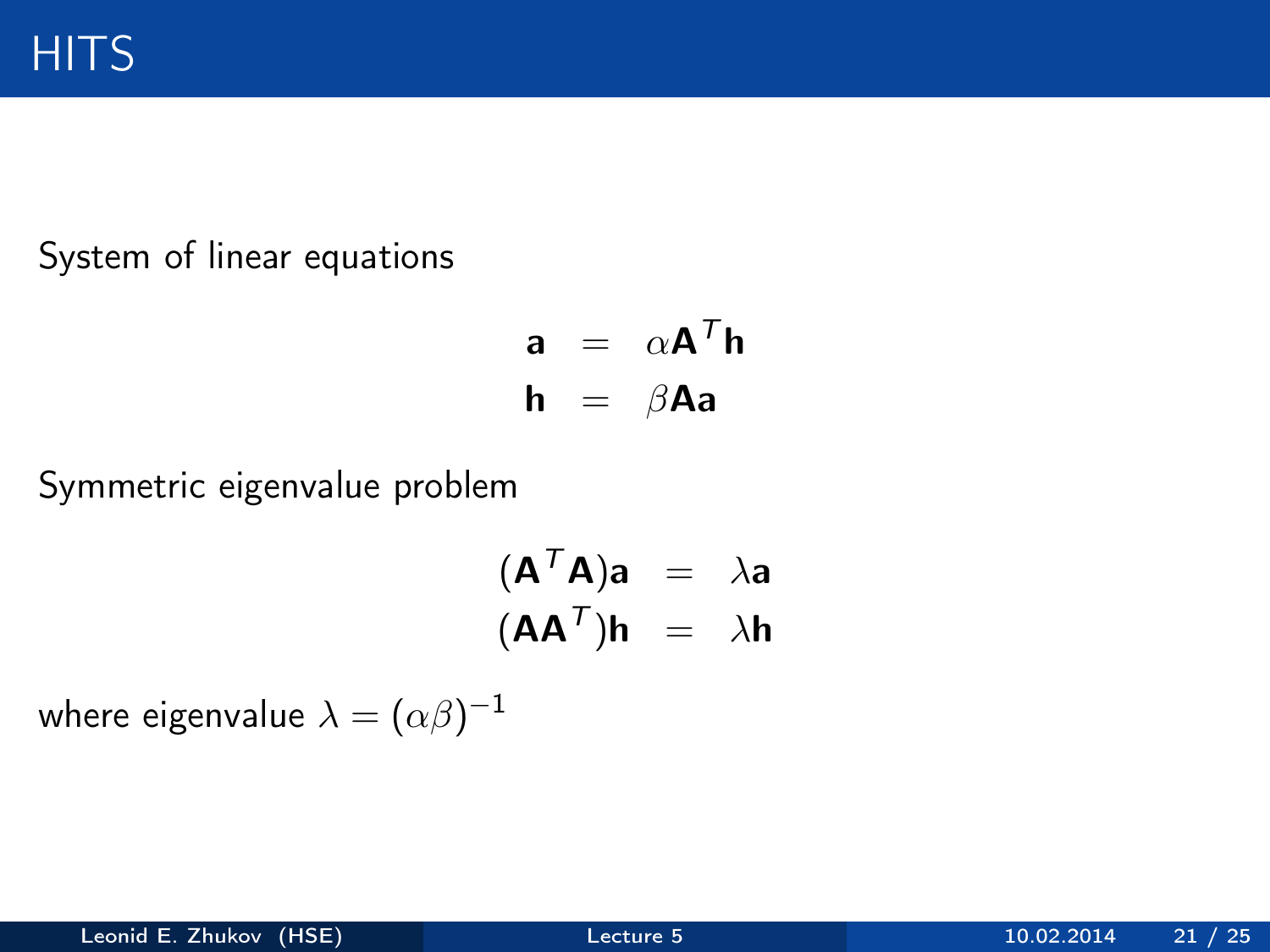# HITS

System of linear equations

$$
\begin{aligned}
\mathbf{a} &= \alpha \mathbf{A}^T \mathbf{h} \\
\mathbf{h} &= \beta \mathbf{A} \mathbf{a}
\end{aligned}
$$

Symmetric eigenvalue problem

$$
\begin{aligned}
(\mathbf{A}^T \mathbf{A})\mathbf{a} &= \lambda \mathbf{a} \\
(\mathbf{A}\mathbf{A}^T)\mathbf{h} &= \lambda \mathbf{h}
\end{aligned}
$$

where eigenvalue $\lambda = (\alpha\beta)^{-1}$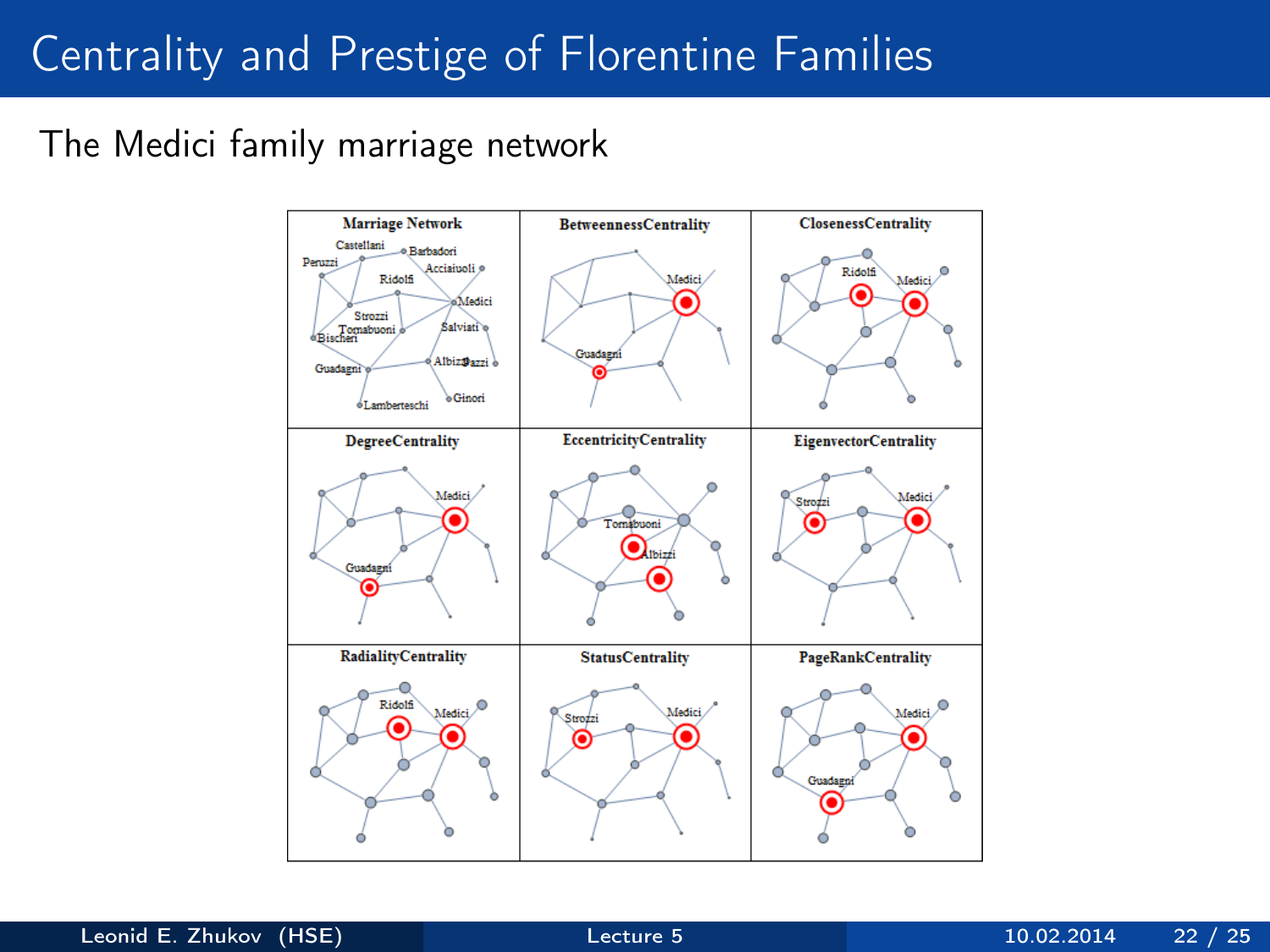# Centrality and Prestige of Florentine Families

The Medici family marriage network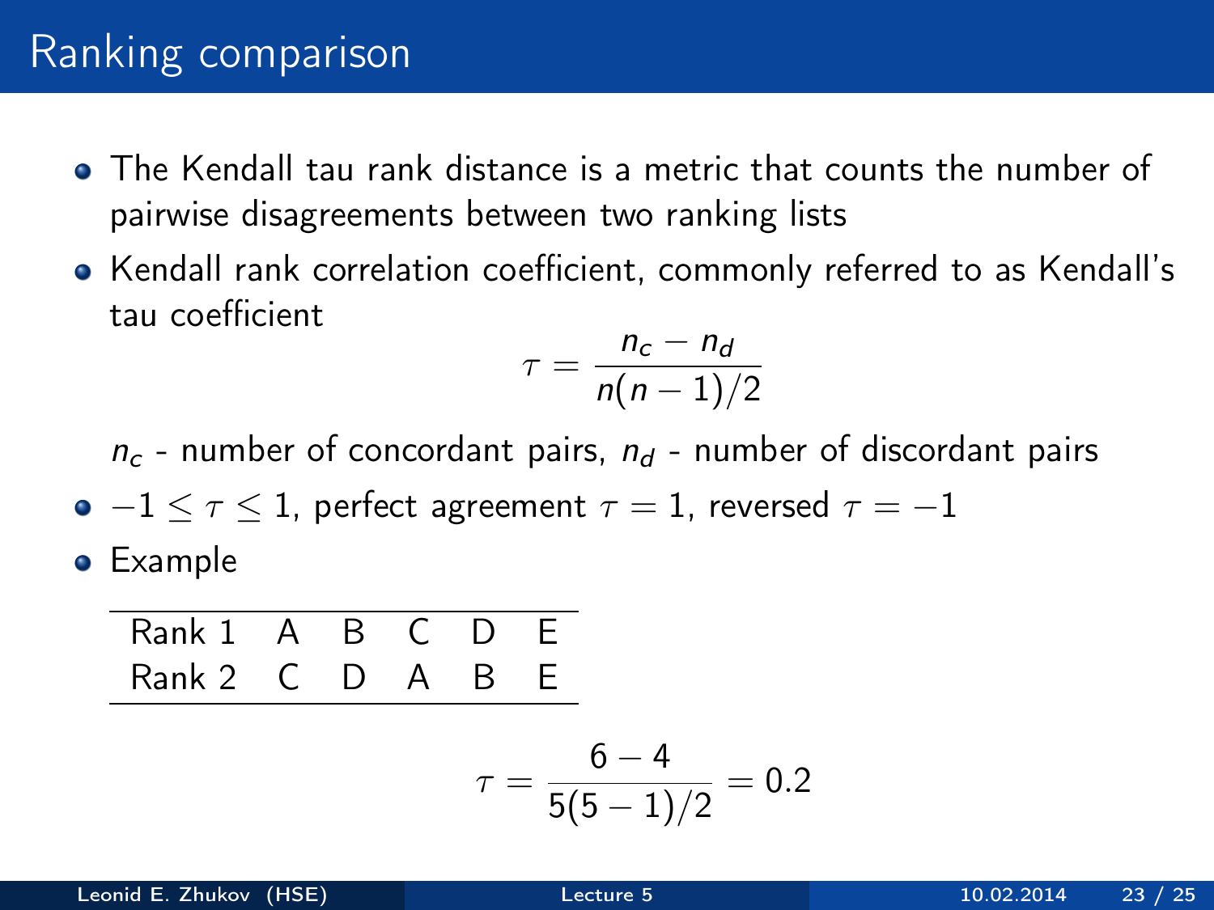# Ranking comparison

- The Kendall tau rank distance is a metric that counts the number of pairwise disagreements between two ranking lists
- Kendall rank correlation coefficient, commonly referred to as Kendall's tau coefficient

$$\tau = \frac{n_c - n_d}{n(n-1)/2}$$

  $n_c$ - number of concordant pairs, $n_d$ - number of discordant pairs

- $-1 \leq \tau \leq 1$, perfect agreement $\tau = 1$, reversed $\tau = -1$
- Example

| Rank 1 | A | B | C | D | E |
|---|---|---|---|---|---|
| Rank 2 | C | D | A | B | E |

$$\tau = \frac{6-4}{5(5-1)/2} = 0.2$$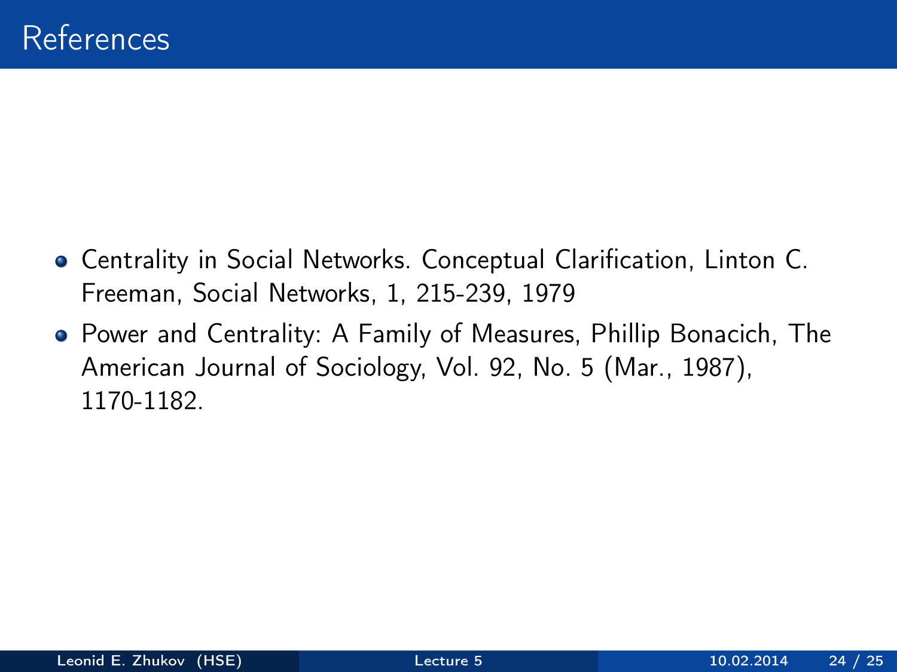# References

- Centrality in Social Networks. Conceptual Clarification, Linton C. Freeman, Social Networks, 1, 215-239, 1979
- Power and Centrality: A Family of Measures, Phillip Bonacich, The American Journal of Sociology, Vol. 92, No. 5 (Mar., 1987), 1170-1182.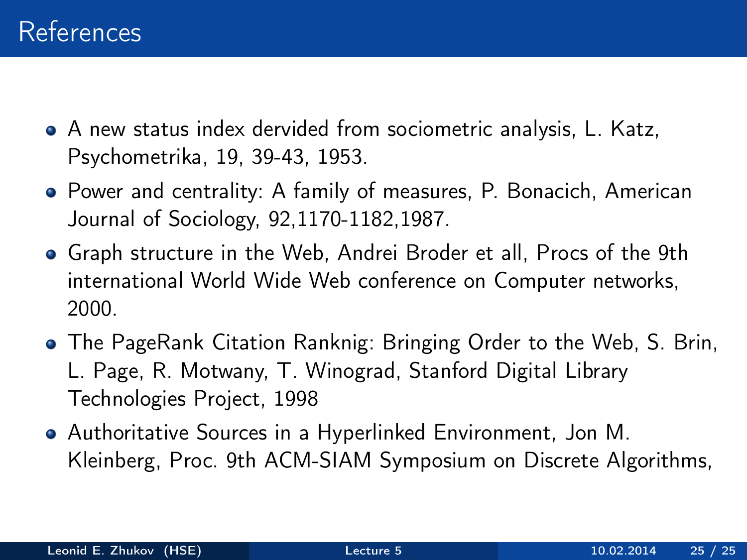# References

- A new status index dervided from sociometric analysis, L. Katz, Psychometrika, 19, 39-43, 1953.
- Power and centrality: A family of measures, P. Bonacich, American Journal of Sociology, 92,1170-1182,1987.
- Graph structure in the Web, Andrei Broder et all, Procs of the 9th international World Wide Web conference on Computer networks, 2000.
- The PageRank Citation Ranknig: Bringing Order to the Web, S. Brin, L. Page, R. Motwany, T. Winograd, Stanford Digital Library Technologies Project, 1998
- Authoritative Sources in a Hyperlinked Environment, Jon M. Kleinberg, Proc. 9th ACM-SIAM Symposium on Discrete Algorithms,